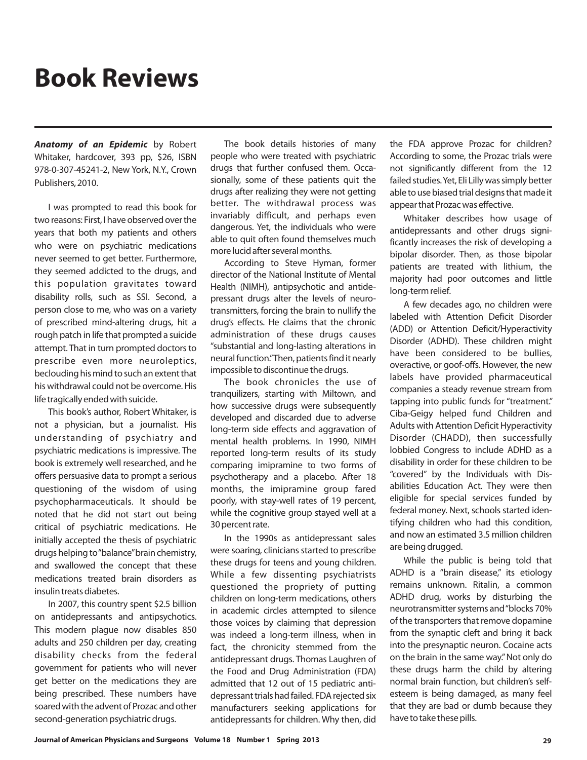# Book Reviews

***Anatomy of an Epidemic*** by Robert Whitaker, hardcover, 393 pp, $26, ISBN 978-0-307-45241-2, New York, N.Y., Crown Publishers, 2010.

I was prompted to read this book for two reasons: First, I have observed over the years that both my patients and others who were on psychiatric medications never seemed to get better. Furthermore, they seemed addicted to the drugs, and this population gravitates toward disability rolls, such as SSI. Second, a person close to me, who was on a variety of prescribed mind-altering drugs, hit a rough patch in life that prompted a suicide attempt. That in turn prompted doctors to prescribe even more neuroleptics, beclouding his mind to such an extent that his withdrawal could not be overcome. His life tragically ended with suicide.

This book's author, Robert Whitaker, is not a physician, but a journalist. His understanding of psychiatry and psychiatric medications is impressive. The book is extremely well researched, and he offers persuasive data to prompt a serious questioning of the wisdom of using psychopharmaceuticals. It should be noted that he did not start out being critical of psychiatric medications. He initially accepted the thesis of psychiatric drugs helping to "balance" brain chemistry, and swallowed the concept that these medications treated brain disorders as insulin treats diabetes.

In 2007, this country spent $2.5 billion on antidepressants and antipsychotics. This modern plague now disables 850 adults and 250 children per day, creating disability checks from the federal government for patients who will never get better on the medications they are being prescribed. These numbers have soared with the advent of Prozac and other second-generation psychiatric drugs.

The book details histories of many people who were treated with psychiatric drugs that further confused them. Occasionally, some of these patients quit the drugs after realizing they were not getting better. The withdrawal process was invariably difficult, and perhaps even dangerous. Yet, the individuals who were able to quit often found themselves much more lucid after several months.

According to Steve Hyman, former director of the National Institute of Mental Health (NIMH), antipsychotic and antidepressant drugs alter the levels of neurotransmitters, forcing the brain to nullify the drug's effects. He claims that the chronic administration of these drugs causes "substantial and long-lasting alterations in neural function." Then, patients find it nearly impossible to discontinue the drugs.

The book chronicles the use of tranquilizers, starting with Miltown, and how successive drugs were subsequently developed and discarded due to adverse long-term side effects and aggravation of mental health problems. In 1990, NIMH reported long-term results of its study comparing imipramine to two forms of psychotherapy and a placebo. After 18 months, the imipramine group fared poorly, with stay-well rates of 19 percent, while the cognitive group stayed well at a 30 percent rate.

In the 1990s as antidepressant sales were soaring, clinicians started to prescribe these drugs for teens and young children. While a few dissenting psychiatrists questioned the propriety of putting children on long-term medications, others in academic circles attempted to silence those voices by claiming that depression was indeed a long-term illness, when in fact, the chronicity stemmed from the antidepressant drugs. Thomas Laughren of the Food and Drug Administration (FDA) admitted that 12 out of 15 pediatric antidepressant trials had failed. FDA rejected six manufacturers seeking applications for antidepressants for children. Why then, did the FDA approve Prozac for children? According to some, the Prozac trials were not significantly different from the 12 failed studies. Yet, Eli Lilly was simply better able to use biased trial designs that made it appear that Prozac was effective.

Whitaker describes how usage of antidepressants and other drugs significantly increases the risk of developing a bipolar disorder. Then, as those bipolar patients are treated with lithium, the majority had poor outcomes and little long-term relief.

A few decades ago, no children were labeled with Attention Deficit Disorder (ADD) or Attention Deficit/Hyperactivity Disorder (ADHD). These children might have been considered to be bullies, overactive, or goof-offs. However, the new labels have provided pharmaceutical companies a steady revenue stream from tapping into public funds for "treatment." Ciba-Geigy helped fund Children and Adults with Attention Deficit Hyperactivity Disorder (CHADD), then successfully lobbied Congress to include ADHD as a disability in order for these children to be "covered" by the Individuals with Disabilities Education Act. They were then eligible for special services funded by federal money. Next, schools started identifying children who had this condition, and now an estimated 3.5 million children are being drugged.

While the public is being told that ADHD is a "brain disease," its etiology remains unknown. Ritalin, a common ADHD drug, works by disturbing the neurotransmitter systems and "blocks 70% of the transporters that remove dopamine from the synaptic cleft and bring it back into the presynaptic neuron. Cocaine acts on the brain in the same way." Not only do these drugs harm the child by altering normal brain function, but children's self-esteem is being damaged, as many feel that they are bad or dumb because they have to take these pills.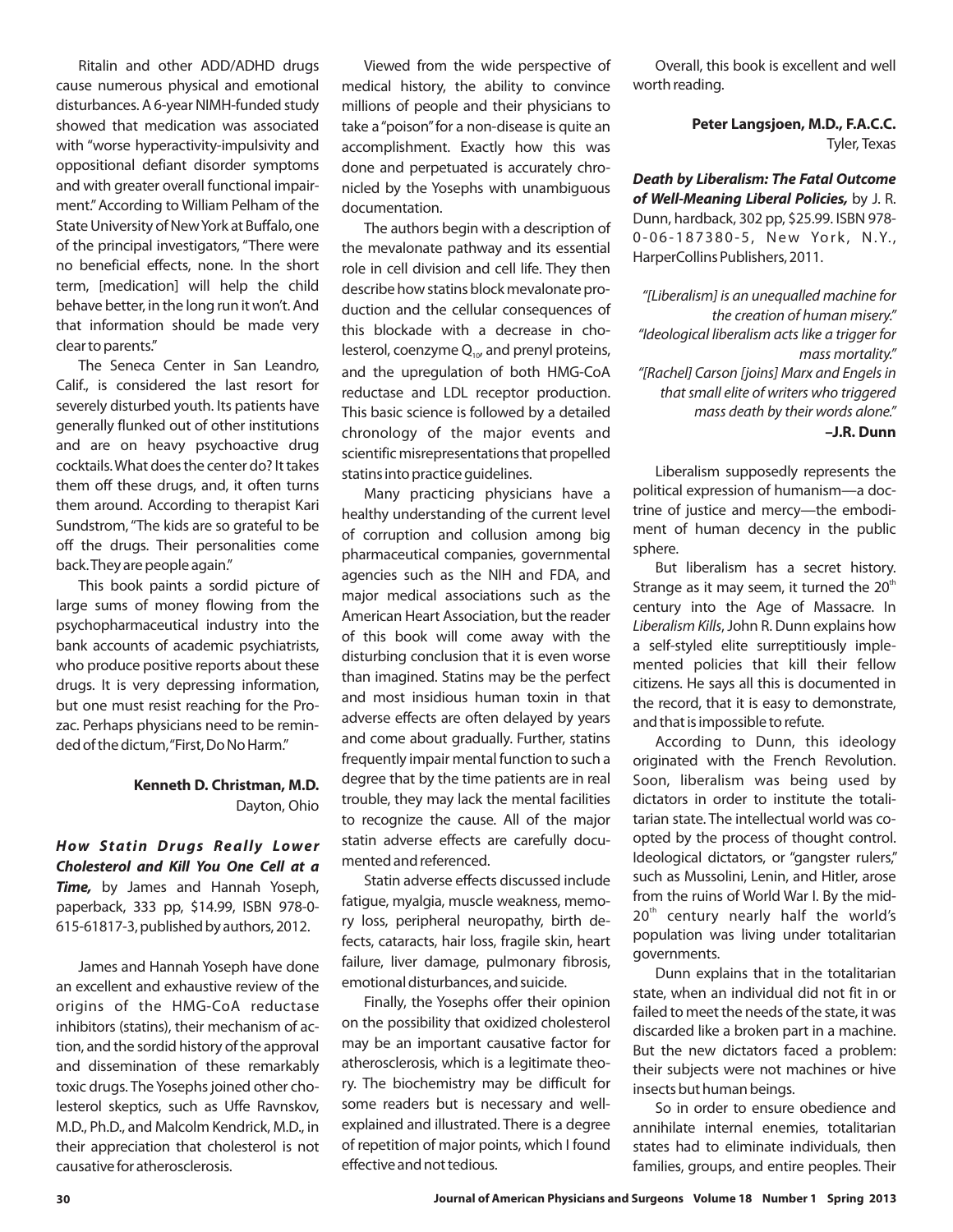Ritalin and other ADD/ADHD drugs cause numerous physical and emotional disturbances. A 6-year NIMH-funded study showed that medication was associated with "worse hyperactivity-impulsivity and oppositional defiant disorder symptoms and with greater overall functional impairment." According to William Pelham of the State University of New York at Buffalo, one of the principal investigators, "There were no beneficial effects, none. In the short term, [medication] will help the child behave better, in the long run it won't. And that information should be made very clear to parents."

The Seneca Center in San Leandro, Calif., is considered the last resort for severely disturbed youth. Its patients have generally flunked out of other institutions and are on heavy psychoactive drug cocktails. What does the center do? It takes them off these drugs, and, it often turns them around. According to therapist Kari Sundstrom, "The kids are so grateful to be off the drugs. Their personalities come back. They are people again."

This book paints a sordid picture of large sums of money flowing from the psychopharmaceutical industry into the bank accounts of academic psychiatrists, who produce positive reports about these drugs. It is very depressing information, but one must resist reaching for the Prozac. Perhaps physicians need to be reminded of the dictum, "First, Do No Harm."

**Kenneth D. Christman, M.D.**
Dayton, Ohio

***How Statin Drugs Really Lower Cholesterol and Kill You One Cell at a Time,*** by James and Hannah Yoseph, paperback, 333 pp, $14.99, ISBN 978-0-615-61817-3, published by authors, 2012.

James and Hannah Yoseph have done an excellent and exhaustive review of the origins of the HMG-CoA reductase inhibitors (statins), their mechanism of action, and the sordid history of the approval and dissemination of these remarkably toxic drugs. The Yosephs joined other cholesterol skeptics, such as Uffe Ravnskov, M.D., Ph.D., and Malcolm Kendrick, M.D., in their appreciation that cholesterol is not causative for atherosclerosis.

Viewed from the wide perspective of medical history, the ability to convince millions of people and their physicians to take a "poison" for a non-disease is quite an accomplishment. Exactly how this was done and perpetuated is accurately chronicled by the Yosephs with unambiguous documentation.

The authors begin with a description of the mevalonate pathway and its essential role in cell division and cell life. They then describe how statins block mevalonate production and the cellular consequences of this blockade with a decrease in cholesterol, coenzyme $Q_{10}$, and prenyl proteins, and the upregulation of both HMG-CoA reductase and LDL receptor production. This basic science is followed by a detailed chronology of the major events and scientific misrepresentations that propelled statins into practice guidelines.

Many practicing physicians have a healthy understanding of the current level of corruption and collusion among big pharmaceutical companies, governmental agencies such as the NIH and FDA, and major medical associations such as the American Heart Association, but the reader of this book will come away with the disturbing conclusion that it is even worse than imagined. Statins may be the perfect and most insidious human toxin in that adverse effects are often delayed by years and come about gradually. Further, statins frequently impair mental function to such a degree that by the time patients are in real trouble, they may lack the mental facilities to recognize the cause. All of the major statin adverse effects are carefully documented and referenced.

Statin adverse effects discussed include fatigue, myalgia, muscle weakness, memory loss, peripheral neuropathy, birth defects, cataracts, hair loss, fragile skin, heart failure, liver damage, pulmonary fibrosis, emotional disturbances, and suicide.

Finally, the Yosephs offer their opinion on the possibility that oxidized cholesterol may be an important causative factor for atherosclerosis, which is a legitimate theory. The biochemistry may be difficult for some readers but is necessary and well-explained and illustrated. There is a degree of repetition of major points, which I found effective and not tedious.

Overall, this book is excellent and well worth reading.

**Peter Langsjoen, M.D., F.A.C.C.**
Tyler, Texas

***Death by Liberalism: The Fatal Outcome of Well-Meaning Liberal Policies,*** by J. R. Dunn, hardback, 302 pp, $25.99. ISBN 978-0-06-187380-5, New York, N.Y., HarperCollins Publishers, 2011.

*"[Liberalism] is an unequalled machine for the creation of human misery."*
*"Ideological liberalism acts like a trigger for mass mortality."*
*"[Rachel] Carson [joins] Marx and Engels in that small elite of writers who triggered mass death by their words alone."*
**–J.R. Dunn**

Liberalism supposedly represents the political expression of humanism—a doctrine of justice and mercy—the embodiment of human decency in the public sphere.

But liberalism has a secret history. Strange as it may seem, it turned the 20th century into the Age of Massacre. In *Liberalism Kills*, John R. Dunn explains how a self-styled elite surreptitiously implemented policies that kill their fellow citizens. He says all this is documented in the record, that it is easy to demonstrate, and that is impossible to refute.

According to Dunn, this ideology originated with the French Revolution. Soon, liberalism was being used by dictators in order to institute the totalitarian state. The intellectual world was coopted by the process of thought control. Ideological dictators, or "gangster rulers," such as Mussolini, Lenin, and Hitler, arose from the ruins of World War I. By the mid-20th century nearly half the world's population was living under totalitarian governments.

Dunn explains that in the totalitarian state, when an individual did not fit in or failed to meet the needs of the state, it was discarded like a broken part in a machine. But the new dictators faced a problem: their subjects were not machines or hive insects but human beings.

So in order to ensure obedience and annihilate internal enemies, totalitarian states had to eliminate individuals, then families, groups, and entire peoples. Their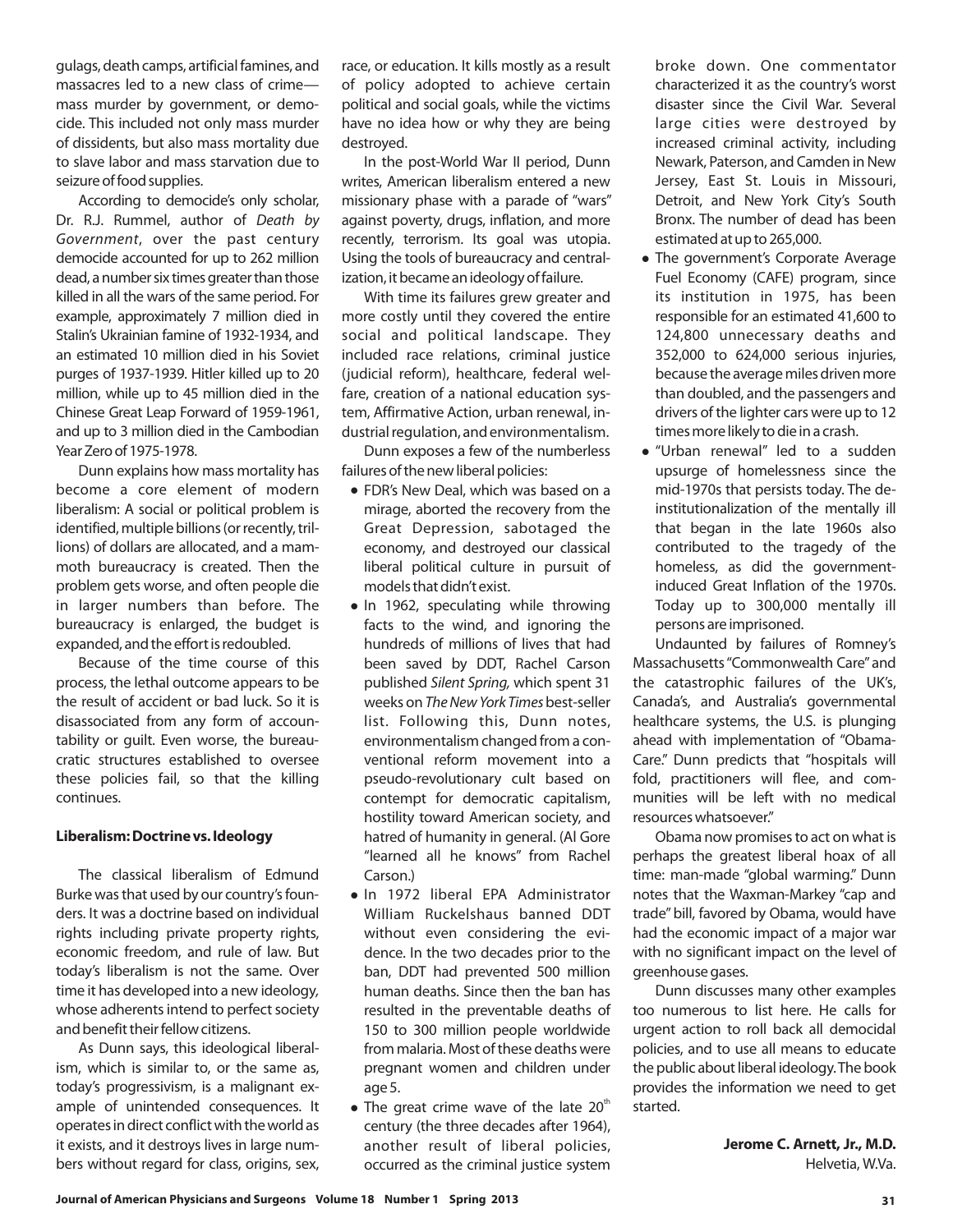gulags, death camps, artificial famines, and massacres led to a new class of crime—mass murder by government, or democide. This included not only mass murder of dissidents, but also mass mortality due to slave labor and mass starvation due to seizure of food supplies.

According to democide's only scholar, Dr. R.J. Rummel, author of *Death by Government*, over the past century democide accounted for up to 262 million dead, a number six times greater than those killed in all the wars of the same period. For example, approximately 7 million died in Stalin's Ukrainian famine of 1932-1934, and an estimated 10 million died in his Soviet purges of 1937-1939. Hitler killed up to 20 million, while up to 45 million died in the Chinese Great Leap Forward of 1959-1961, and up to 3 million died in the Cambodian Year Zero of 1975-1978.

Dunn explains how mass mortality has become a core element of modern liberalism: A social or political problem is identified, multiple billions (or recently, trillions) of dollars are allocated, and a mammoth bureaucracy is created. Then the problem gets worse, and often people die in larger numbers than before. The bureaucracy is enlarged, the budget is expanded, and the effort is redoubled.

Because of the time course of this process, the lethal outcome appears to be the result of accident or bad luck. So it is disassociated from any form of accountability or guilt. Even worse, the bureaucratic structures established to oversee these policies fail, so that the killing continues.

**Liberalism: Doctrine vs. Ideology**

The classical liberalism of Edmund Burke was that used by our country's founders. It was a doctrine based on individual rights including private property rights, economic freedom, and rule of law. But today's liberalism is not the same. Over time it has developed into a new ideology, whose adherents intend to perfect society and benefit their fellow citizens.

As Dunn says, this ideological liberalism, which is similar to, or the same as, today's progressivism, is a malignant example of unintended consequences. It operates in direct conflict with the world as it exists, and it destroys lives in large numbers without regard for class, origins, sex, race, or education. It kills mostly as a result of policy adopted to achieve certain political and social goals, while the victims have no idea how or why they are being destroyed.

In the post-World War II period, Dunn writes, American liberalism entered a new missionary phase with a parade of "wars" against poverty, drugs, inflation, and more recently, terrorism. Its goal was utopia. Using the tools of bureaucracy and centralization, it became an ideology of failure.

With time its failures grew greater and more costly until they covered the entire social and political landscape. They included race relations, criminal justice (judicial reform), healthcare, federal welfare, creation of a national education system, Affirmative Action, urban renewal, industrial regulation, and environmentalism.

Dunn exposes a few of the numberless failures of the new liberal policies:

- FDR's New Deal, which was based on a mirage, aborted the recovery from the Great Depression, sabotaged the economy, and destroyed our classical liberal political culture in pursuit of models that didn't exist.
- In 1962, speculating while throwing facts to the wind, and ignoring the hundreds of millions of lives that had been saved by DDT, Rachel Carson published *Silent Spring,* which spent 31 weeks on *The New York Times* best-seller list. Following this, Dunn notes, environmentalism changed from a conventional reform movement into a pseudo-revolutionary cult based on contempt for democratic capitalism, hostility toward American society, and hatred of humanity in general. (Al Gore "learned all he knows" from Rachel Carson.)
- In 1972 liberal EPA Administrator William Ruckelshaus banned DDT without even considering the evidence. In the two decades prior to the ban, DDT had prevented 500 million human deaths. Since then the ban has resulted in the preventable deaths of 150 to 300 million people worldwide from malaria. Most of these deaths were pregnant women and children under age 5.
- The great crime wave of the late 20th century (the three decades after 1964), another result of liberal policies, occurred as the criminal justice system broke down. One commentator characterized it as the country's worst disaster since the Civil War. Several large cities were destroyed by increased criminal activity, including Newark, Paterson, and Camden in New Jersey, East St. Louis in Missouri, Detroit, and New York City's South Bronx. The number of dead has been estimated at up to 265,000.
- The government's Corporate Average Fuel Economy (CAFE) program, since its institution in 1975, has been responsible for an estimated 41,600 to 124,800 unnecessary deaths and 352,000 to 624,000 serious injuries, because the average miles driven more than doubled, and the passengers and drivers of the lighter cars were up to 12 times more likely to die in a crash.
- "Urban renewal" led to a sudden upsurge of homelessness since the mid-1970s that persists today. The deinstitutionalization of the mentally ill that began in the late 1960s also contributed to the tragedy of the homeless, as did the government-induced Great Inflation of the 1970s. Today up to 300,000 mentally ill persons are imprisoned.

Undaunted by failures of Romney's Massachusetts "Commonwealth Care" and the catastrophic failures of the UK's, Canada's, and Australia's governmental healthcare systems, the U.S. is plunging ahead with implementation of "ObamaCare." Dunn predicts that "hospitals will fold, practitioners will flee, and communities will be left with no medical resources whatsoever."

Obama now promises to act on what is perhaps the greatest liberal hoax of all time: man-made "global warming." Dunn notes that the Waxman-Markey "cap and trade" bill, favored by Obama, would have had the economic impact of a major war with no significant impact on the level of greenhouse gases.

Dunn discusses many other examples too numerous to list here. He calls for urgent action to roll back all democidal policies, and to use all means to educate the public about liberal ideology. The book provides the information we need to get started.

**Jerome C. Arnett, Jr., M.D.**
Helvetia, W.Va.